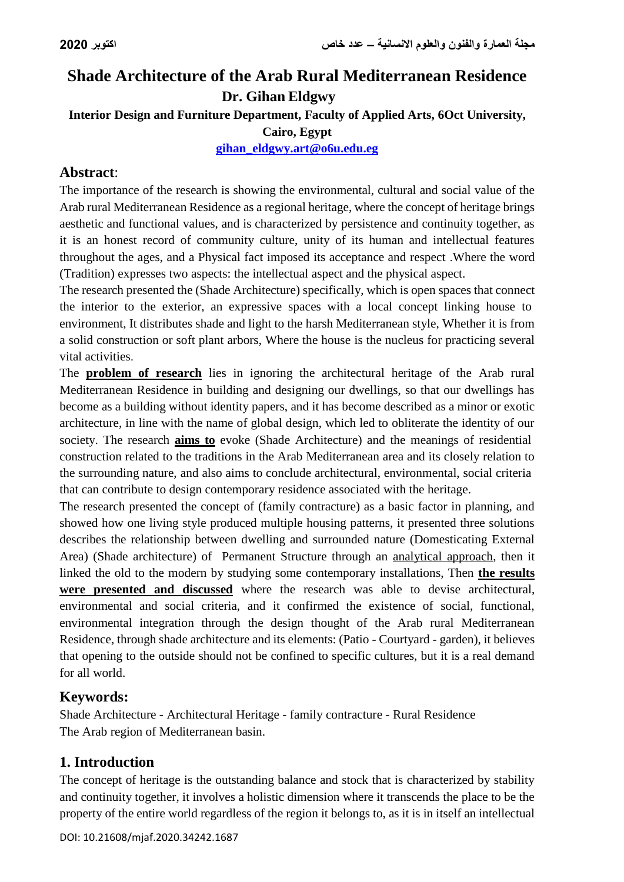# Shade Architecture of the Arab Rural Mediterranean Residence

**Dr. Gihan Eldgwy**

**Interior Design and Furniture Department, Faculty of Applied Arts, 6Oct University, Cairo, Egypt**

**gihan_eldgwy.art@o6u.edu.eg**

## Abstract:

The importance of the research is showing the environmental, cultural and social value of the Arab rural Mediterranean Residence as a regional heritage, where the concept of heritage brings aesthetic and functional values, and is characterized by persistence and continuity together, as it is an honest record of community culture, unity of its human and intellectual features throughout the ages, and a Physical fact imposed its acceptance and respect .Where the word (Tradition) expresses two aspects: the intellectual aspect and the physical aspect.

The research presented the (Shade Architecture) specifically, which is open spaces that connect the interior to the exterior, an expressive spaces with a local concept linking house to environment, It distributes shade and light to the harsh Mediterranean style, Whether it is from a solid construction or soft plant arbors, Where the house is the nucleus for practicing several vital activities.

The **problem of research** lies in ignoring the architectural heritage of the Arab rural Mediterranean Residence in building and designing our dwellings, so that our dwellings has become as a building without identity papers, and it has become described as a minor or exotic architecture, in line with the name of global design, which led to obliterate the identity of our society. The research **aims to** evoke (Shade Architecture) and the meanings of residential construction related to the traditions in the Arab Mediterranean area and its closely relation to the surrounding nature, and also aims to conclude architectural, environmental, social criteria that can contribute to design contemporary residence associated with the heritage.

The research presented the concept of (family contracture) as a basic factor in planning, and showed how one living style produced multiple housing patterns, it presented three solutions describes the relationship between dwelling and surrounded nature (Domesticating External Area) (Shade architecture) of Permanent Structure through an analytical approach, then it linked the old to the modern by studying some contemporary installations, Then **the results were presented and discussed** where the research was able to devise architectural, environmental and social criteria, and it confirmed the existence of social, functional, environmental integration through the design thought of the Arab rural Mediterranean Residence, through shade architecture and its elements: (Patio - Courtyard - garden), it believes that opening to the outside should not be confined to specific cultures, but it is a real demand for all world.

## Keywords:

Shade Architecture - Architectural Heritage - family contracture - Rural Residence
The Arab region of Mediterranean basin.

## 1. Introduction

The concept of heritage is the outstanding balance and stock that is characterized by stability and continuity together, it involves a holistic dimension where it transcends the place to be the property of the entire world regardless of the region it belongs to, as it is in itself an intellectual

DOI: 10.21608/mjaf.2020.34242.1687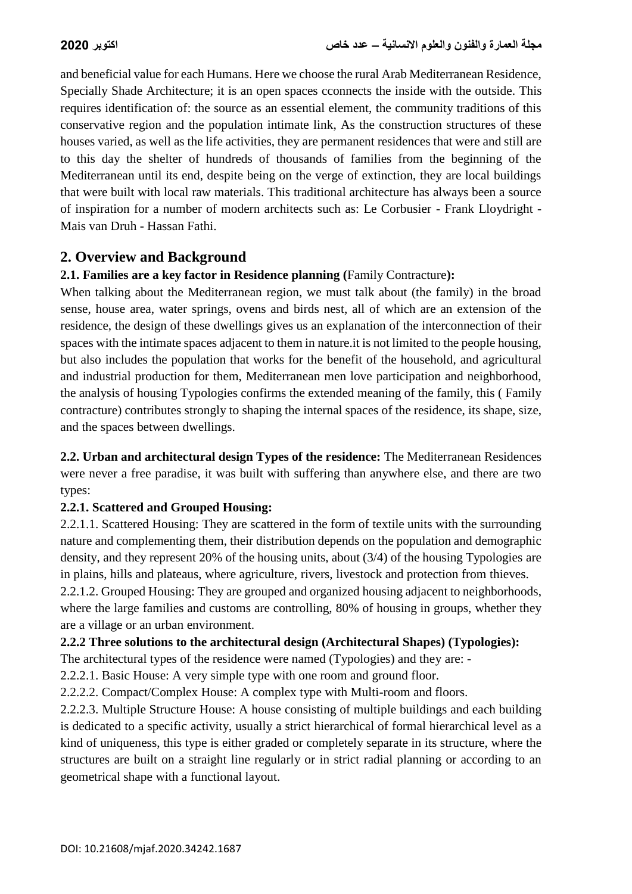and beneficial value for each Humans. Here we choose the rural Arab Mediterranean Residence, Specially Shade Architecture; it is an open spaces cconnects the inside with the outside. This requires identification of: the source as an essential element, the community traditions of this conservative region and the population intimate link, As the construction structures of these houses varied, as well as the life activities, they are permanent residences that were and still are to this day the shelter of hundreds of thousands of families from the beginning of the Mediterranean until its end, despite being on the verge of extinction, they are local buildings that were built with local raw materials. This traditional architecture has always been a source of inspiration for a number of modern architects such as: Le Corbusier - Frank Lloydright - Mais van Druh - Hassan Fathi.

## 2. Overview and Background

**2.1. Families are a key factor in Residence planning (**Family Contracture**):**

When talking about the Mediterranean region, we must talk about (the family) in the broad sense, house area, water springs, ovens and birds nest, all of which are an extension of the residence, the design of these dwellings gives us an explanation of the interconnection of their spaces with the intimate spaces adjacent to them in nature.it is not limited to the people housing, but also includes the population that works for the benefit of the household, and agricultural and industrial production for them, Mediterranean men love participation and neighborhood, the analysis of housing Typologies confirms the extended meaning of the family, this ( Family contracture) contributes strongly to shaping the internal spaces of the residence, its shape, size, and the spaces between dwellings.

**2.2. Urban and architectural design Types of the residence:** The Mediterranean Residences were never a free paradise, it was built with suffering than anywhere else, and there are two types:

**2.2.1. Scattered and Grouped Housing:**

2.2.1.1. Scattered Housing: They are scattered in the form of textile units with the surrounding nature and complementing them, their distribution depends on the population and demographic density, and they represent 20% of the housing units, about (3/4) of the housing Typologies are in plains, hills and plateaus, where agriculture, rivers, livestock and protection from thieves.

2.2.1.2. Grouped Housing: They are grouped and organized housing adjacent to neighborhoods, where the large families and customs are controlling, 80% of housing in groups, whether they are a village or an urban environment.

**2.2.2 Three solutions to the architectural design (Architectural Shapes) (Typologies):**

The architectural types of the residence were named (Typologies) and they are: -

2.2.2.1. Basic House: A very simple type with one room and ground floor.

2.2.2.2. Compact/Complex House: A complex type with Multi-room and floors.

2.2.2.3. Multiple Structure House: A house consisting of multiple buildings and each building is dedicated to a specific activity, usually a strict hierarchical of formal hierarchical level as a kind of uniqueness, this type is either graded or completely separate in its structure, where the structures are built on a straight line regularly or in strict radial planning or according to an geometrical shape with a functional layout.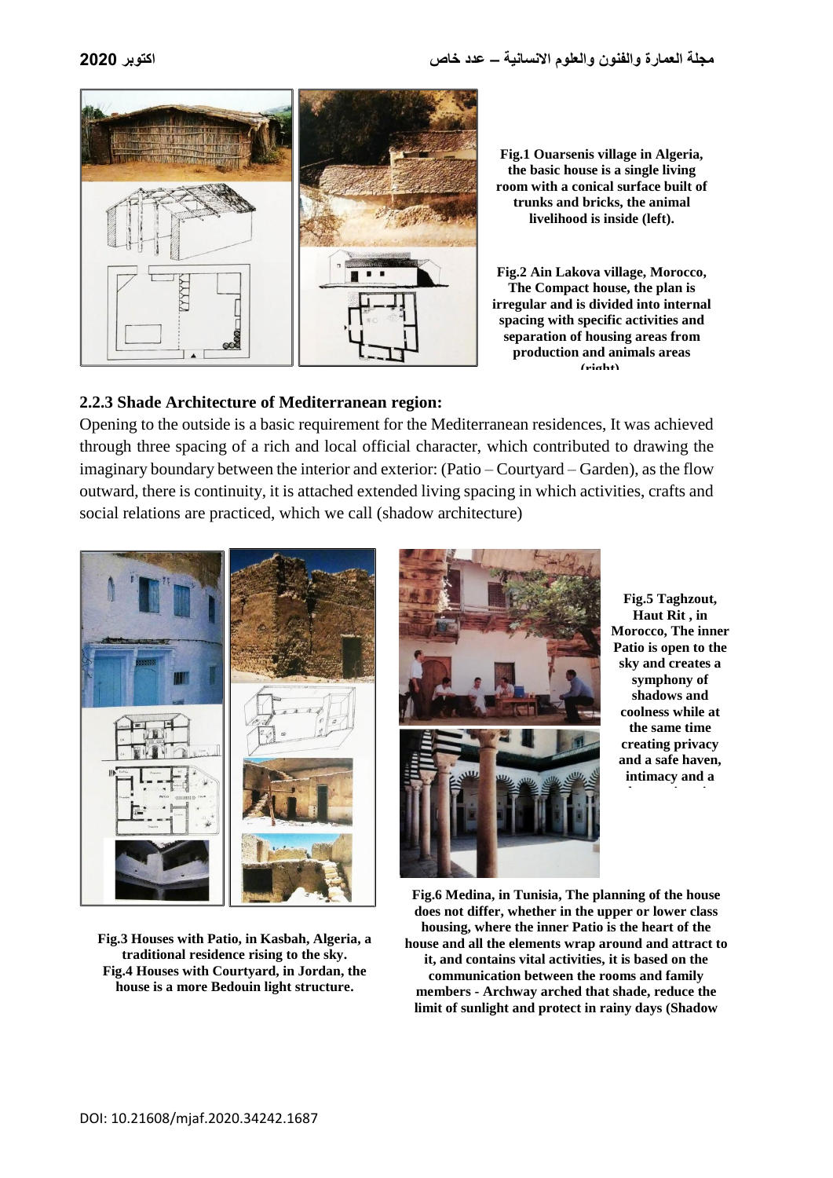Fig.1 Ouarsenis village in Algeria, the basic house is a single living room with a conical surface built of trunks and bricks, the animal livelihood is inside (left).

Fig.2 Ain Lakova village, Morocco, The Compact house, the plan is irregular and is divided into internal spacing with specific activities and separation of housing areas from production and animals areas (right)

### 2.2.3 Shade Architecture of Mediterranean region:

Opening to the outside is a basic requirement for the Mediterranean residences, It was achieved through three spacing of a rich and local official character, which contributed to drawing the imaginary boundary between the interior and exterior: (Patio – Courtyard – Garden), as the flow outward, there is continuity, it is attached extended living spacing in which activities, crafts and social relations are practiced, which we call (shadow architecture)

Fig.5 Taghzout, Haut Rit , in Morocco, The inner Patio is open to the sky and creates a symphony of shadows and coolness while at the same time creating privacy and a safe haven, intimacy and a

Fig.3 Houses with Patio, in Kasbah, Algeria, a traditional residence rising to the sky.
Fig.4 Houses with Courtyard, in Jordan, the house is a more Bedouin light structure.

Fig.6 Medina, in Tunisia, The planning of the house does not differ, whether in the upper or lower class housing, where the inner Patio is the heart of the house and all the elements wrap around and attract to it, and contains vital activities, it is based on the communication between the rooms and family members - Archway arched that shade, reduce the limit of sunlight and protect in rainy days (Shadow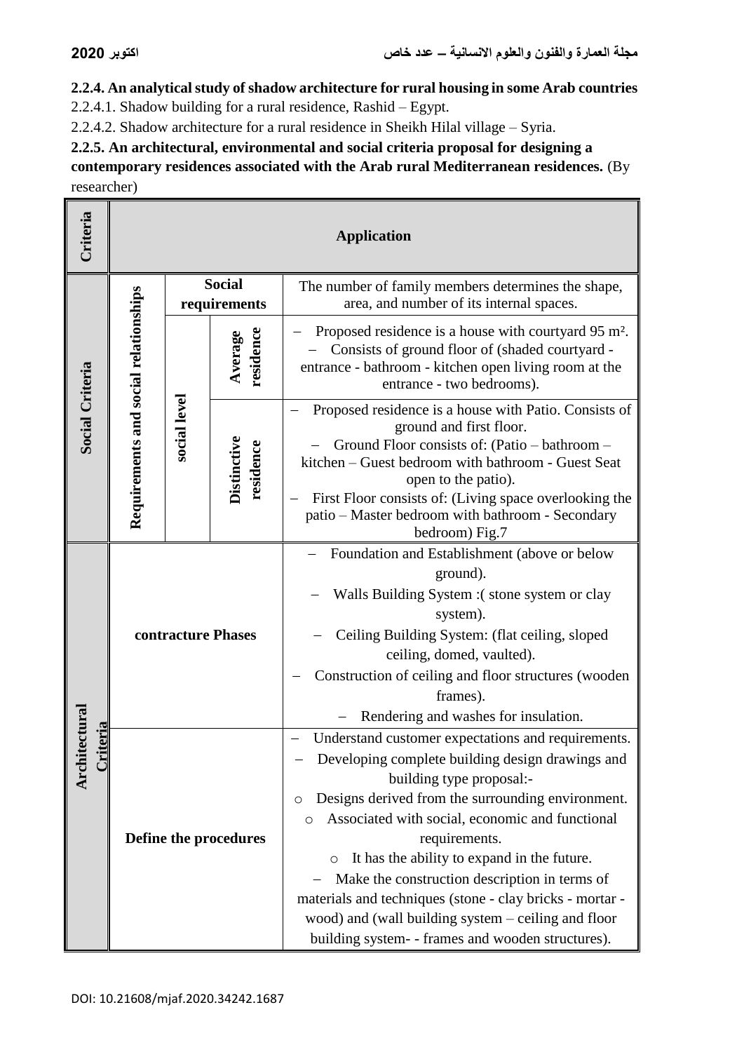**2.2.4. An analytical study of shadow architecture for rural housing in some Arab countries**

2.2.4.1. Shadow building for a rural residence, Rashid – Egypt.

2.2.4.2. Shadow architecture for a rural residence in Sheikh Hilal village – Syria.

**2.2.5. An architectural, environmental and social criteria proposal for designing a contemporary residences associated with the Arab rural Mediterranean residences.** (By researcher)

| Criteria | Application | | | |
|---|---|---|---|---|
| Social Criteria | Requirements and social relationships | Social requirements | | The number of family members determines the shape, area, and number of its internal spaces. |
| | | social level | Average residence | – Proposed residence is a house with courtyard 95 m². – Consists of ground floor of (shaded courtyard - entrance - bathroom - kitchen open living room at the entrance - two bedrooms). |
| | | | Distinctive residence | – Proposed residence is a house with Patio. Consists of ground and first floor. – Ground Floor consists of: (Patio – bathroom – kitchen – Guest bedroom with bathroom - Guest Seat open to the patio). – First Floor consists of: (Living space overlooking the patio – Master bedroom with bathroom - Secondary bedroom) Fig.7 |
| Architectural Criteria | contracture Phases | | | – Foundation and Establishment (above or below ground). – Walls Building System :( stone system or clay system). – Ceiling Building System: (flat ceiling, sloped ceiling, domed, vaulted). – Construction of ceiling and floor structures (wooden frames). – Rendering and washes for insulation. |
| | Define the procedures | | | – Understand customer expectations and requirements. – Developing complete building design drawings and building type proposal:- ○ Designs derived from the surrounding environment. ○ Associated with social, economic and functional requirements. ○ It has the ability to expand in the future. – Make the construction description in terms of materials and techniques (stone - clay bricks - mortar - wood) and (wall building system – ceiling and floor building system- - frames and wooden structures). |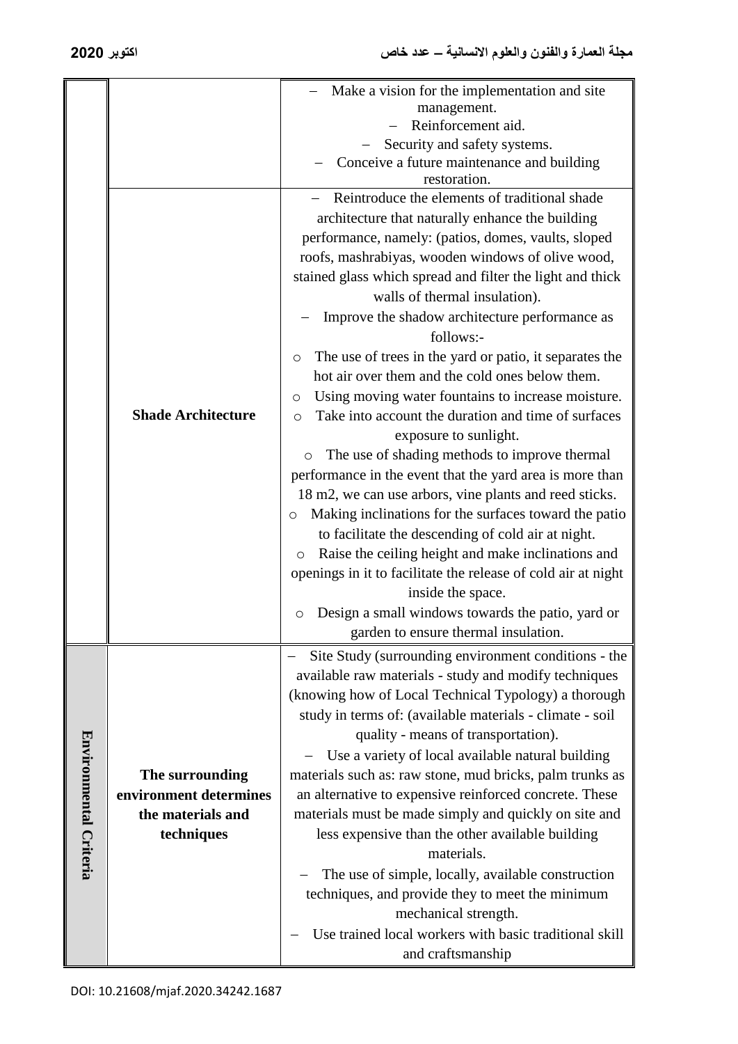| | | |
|---|---|---|
| | | – Make a vision for the implementation and site management.<br>– Reinforcement aid.<br>– Security and safety systems.<br>– Conceive a future maintenance and building restoration. |
| | **Shade Architecture** | – Reintroduce the elements of traditional shade architecture that naturally enhance the building performance, namely: (patios, domes, vaults, sloped roofs, mashrabiyas, wooden windows of olive wood, stained glass which spread and filter the light and thick walls of thermal insulation).<br>– Improve the shadow architecture performance as follows:-<br>○ The use of trees in the yard or patio, it separates the hot air over them and the cold ones below them.<br>○ Using moving water fountains to increase moisture.<br>○ Take into account the duration and time of surfaces exposure to sunlight.<br>○ The use of shading methods to improve thermal performance in the event that the yard area is more than 18 m2, we can use arbors, vine plants and reed sticks.<br>○ Making inclinations for the surfaces toward the patio to facilitate the descending of cold air at night.<br>○ Raise the ceiling height and make inclinations and openings in it to facilitate the release of cold air at night inside the space.<br>○ Design a small windows towards the patio, yard or garden to ensure thermal insulation. |
| **Environmental Criteria** | **The surrounding environment determines the materials and techniques** | – Site Study (surrounding environment conditions - the available raw materials - study and modify techniques (knowing how of Local Technical Typology) a thorough study in terms of: (available materials - climate - soil quality - means of transportation).<br>– Use a variety of local available natural building materials such as: raw stone, mud bricks, palm trunks as an alternative to expensive reinforced concrete. These materials must be made simply and quickly on site and less expensive than the other available building materials.<br>– The use of simple, locally, available construction techniques, and provide they to meet the minimum mechanical strength.<br>– Use trained local workers with basic traditional skill and craftsmanship |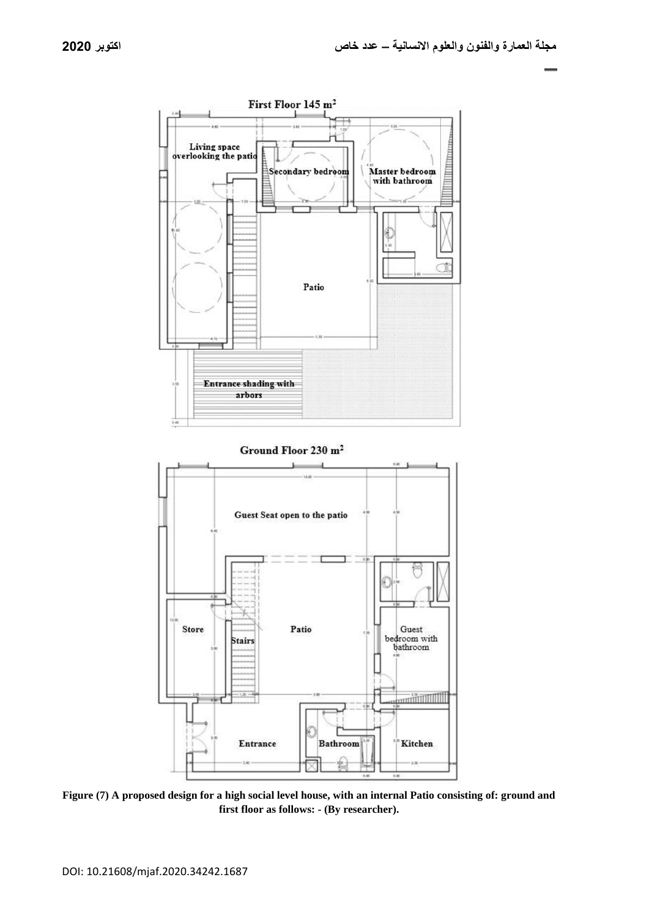First Floor 145 m²

Living space overlooking the patio

Secondary bedroom

Master bedroom with bathroom

Patio

Entrance shading with arbors

Ground Floor 230 m²

Guest Seat open to the patio

Store

Stairs

Patio

Guest bedroom with bathroom

Entrance

Bathroom

Kitchen

**Figure (7) A proposed design for a high social level house, with an internal Patio consisting of: ground and first floor as follows: - (By researcher).**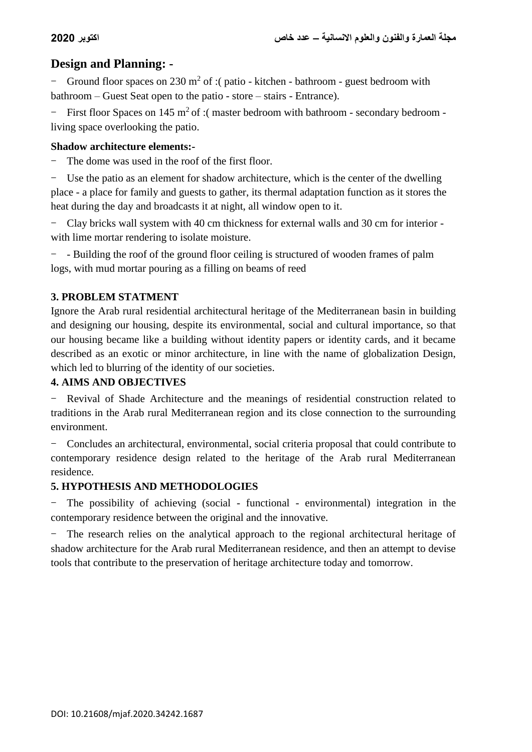## Design and Planning: -

- Ground floor spaces on 230 $m^2$ of :( patio - kitchen - bathroom - guest bedroom with bathroom – Guest Seat open to the patio - store – stairs - Entrance).
- First floor Spaces on 145 $m^2$ of :( master bedroom with bathroom - secondary bedroom - living space overlooking the patio.

**Shadow architecture elements:-**

- The dome was used in the roof of the first floor.
- Use the patio as an element for shadow architecture, which is the center of the dwelling place - a place for family and guests to gather, its thermal adaptation function as it stores the heat during the day and broadcasts it at night, all window open to it.
- Clay bricks wall system with 40 cm thickness for external walls and 30 cm for interior - with lime mortar rendering to isolate moisture.
- - Building the roof of the ground floor ceiling is structured of wooden frames of palm logs, with mud mortar pouring as a filling on beams of reed

### 3. PROBLEM STATMENT

Ignore the Arab rural residential architectural heritage of the Mediterranean basin in building and designing our housing, despite its environmental, social and cultural importance, so that our housing became like a building without identity papers or identity cards, and it became described as an exotic or minor architecture, in line with the name of globalization Design, which led to blurring of the identity of our societies.

### 4. AIMS AND OBJECTIVES

- Revival of Shade Architecture and the meanings of residential construction related to traditions in the Arab rural Mediterranean region and its close connection to the surrounding environment.
- Concludes an architectural, environmental, social criteria proposal that could contribute to contemporary residence design related to the heritage of the Arab rural Mediterranean residence.

### 5. HYPOTHESIS AND METHODOLOGIES

- The possibility of achieving (social - functional - environmental) integration in the contemporary residence between the original and the innovative.
- The research relies on the analytical approach to the regional architectural heritage of shadow architecture for the Arab rural Mediterranean residence, and then an attempt to devise tools that contribute to the preservation of heritage architecture today and tomorrow.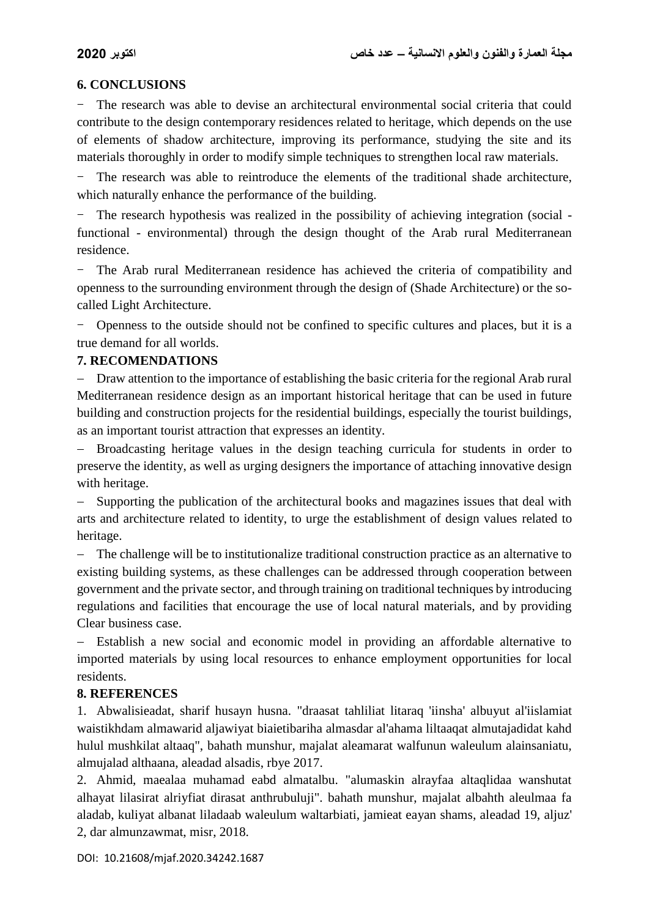## 6. CONCLUSIONS

- The research was able to devise an architectural environmental social criteria that could contribute to the design contemporary residences related to heritage, which depends on the use of elements of shadow architecture, improving its performance, studying the site and its materials thoroughly in order to modify simple techniques to strengthen local raw materials.
- The research was able to reintroduce the elements of the traditional shade architecture, which naturally enhance the performance of the building.
- The research hypothesis was realized in the possibility of achieving integration (social - functional - environmental) through the design thought of the Arab rural Mediterranean residence.
- The Arab rural Mediterranean residence has achieved the criteria of compatibility and openness to the surrounding environment through the design of (Shade Architecture) or the so-called Light Architecture.
- Openness to the outside should not be confined to specific cultures and places, but it is a true demand for all worlds.

## 7. RECOMENDATIONS

- Draw attention to the importance of establishing the basic criteria for the regional Arab rural Mediterranean residence design as an important historical heritage that can be used in future building and construction projects for the residential buildings, especially the tourist buildings, as an important tourist attraction that expresses an identity.
- Broadcasting heritage values in the design teaching curricula for students in order to preserve the identity, as well as urging designers the importance of attaching innovative design with heritage.
- Supporting the publication of the architectural books and magazines issues that deal with arts and architecture related to identity, to urge the establishment of design values related to heritage.
- The challenge will be to institutionalize traditional construction practice as an alternative to existing building systems, as these challenges can be addressed through cooperation between government and the private sector, and through training on traditional techniques by introducing regulations and facilities that encourage the use of local natural materials, and by providing Clear business case.
- Establish a new social and economic model in providing an affordable alternative to imported materials by using local resources to enhance employment opportunities for local residents.

## 8. REFERENCES

1. Abwalisieadat, sharif husayn husna. "draasat tahliliat litaraq 'iinsha' albuyut al'iislamiat waistikhdam almawarid aljawiyat biaietibariha almasdar al'ahama liltaaqat almutajadidat kahd hulul mushkilat altaaq", bahath munshur, majalat aleamarat walfunun waleulum alainsaniatu, almujalad althaana, aleadad alsadis, rbye 2017.
2. Ahmid, maealaa muhamad eabd almatalbu. "alumaskin alrayfaa altaqlidaa wanshutat alhayat lilasirat alriyfiat dirasat anthrubuluji". bahath munshur, majalat albahth aleulmaa fa aladab, kuliyat albanat liladaab waleulum waltarbiati, jamieat eayan shams, aleadad 19, aljuz' 2, dar almunzawmat, misr, 2018.

DOI: 10.21608/mjaf.2020.34242.1687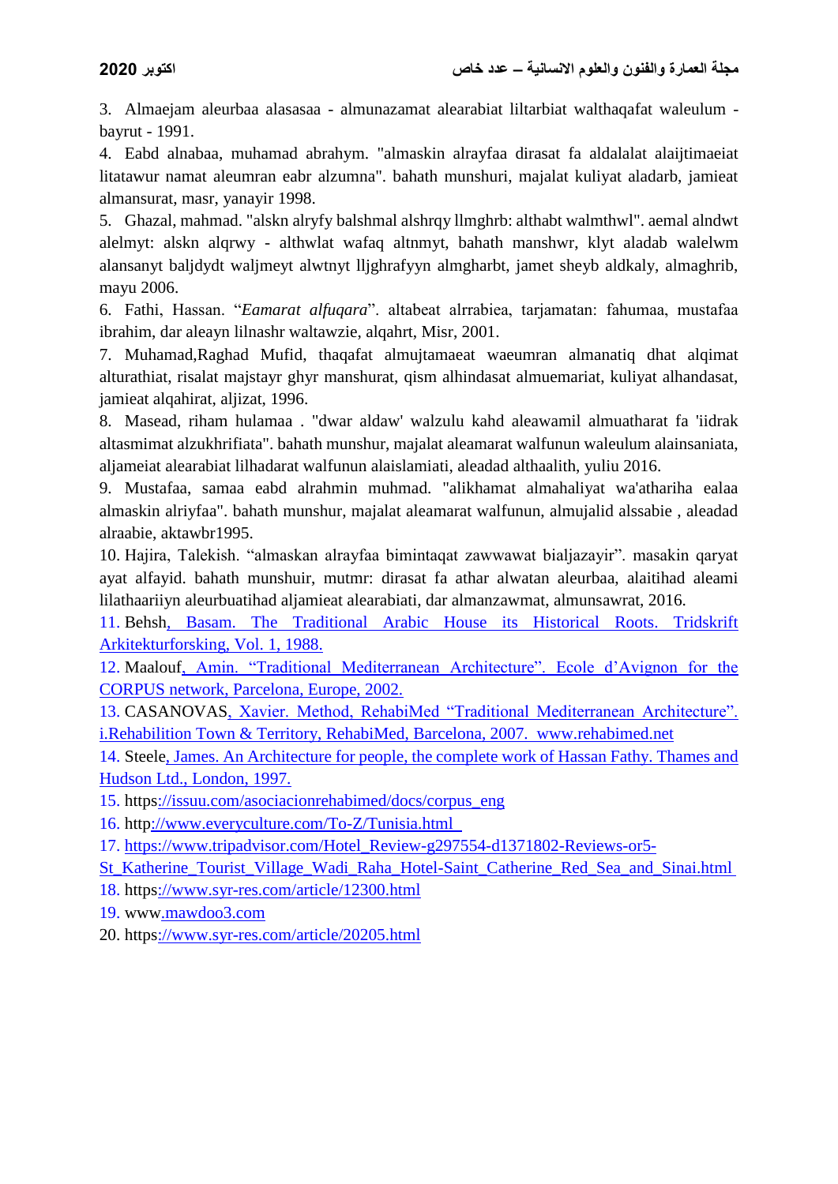3. Almaejam aleurbaa alasasaa - almunazamat alearabiat liltarbiat walthaqafat waleulum - bayrut - 1991.
4. Eabd alnabaa, muhamad abrahym. "almaskin alrayfaa dirasat fa aldalalat alaijtimaeiat litatawur namat aleumran eabr alzumna". bahath munshuri, majalat kuliyat aladarb, jamieat almansurat, masr, yanayir 1998.
5. Ghazal, mahmad. "alskn alryfy balshmal alshrqy llmghrb: althabt walmthwl". aemal alndwt alelmyt: alskn alqrwy - althwlat wafaq altnmyt, bahath manshwr, klyt aladab walelwm alansanyt baljdydt waljmeyt alwtnyt lljghrafyyn almgharbt, jamet sheyb aldkaly, almaghrib, mayu 2006.
6. Fathi, Hassan. "*Eamarat alfuqara*". altabeat alrrabiea, tarjamatan: fahumaa, mustafaa ibrahim, dar aleayn lilnashr waltawzie, alqahrt, Misr, 2001.
7. Muhamad,Raghad Mufid, thaqafat almujtamaeat waeumran almanatiq dhat alqimat alturathiat, risalat majstayr ghyr manshurat, qism alhindasat almuemariat, kuliyat alhandasat, jamieat alqahirat, aljizat, 1996.
8. Masead, riham hulamaa . "dwar aldaw' walzulu kahd aleawamil almuatharat fa 'iidrak altasmimat alzukhrifiata". bahath munshur, majalat aleamarat walfunun waleulum alainsaniata, aljameiat alearabiat lilhadarat walfunun alaislamiati, aleadad althaalith, yuliu 2016.
9. Mustafaa, samaa eabd alrahmin muhmad. "alikhamat almahaliyat wa'athariha ealaa almaskin alriyfaa". bahath munshur, majalat aleamarat walfunun, almujalid alssabie , aleadad alraabie, aktawbr1995.
10. Hajira, Talekish. "almaskan alrayfaa bimintaqat zawwawat bialjazayir". masakin qaryat ayat alfayid. bahath munshuir, mutmr: dirasat fa athar alwatan aleurbaa, alaitihad aleami lilathaariiyn aleurbuatihad aljamieat alearabiati, dar almanzawmat, almunsawrat, 2016.
11. Behsh, Basam. The Traditional Arabic House its Historical Roots. Tridskrift Arkitekturforsking, Vol. 1, 1988.
12. Maalouf, Amin. "Traditional Mediterranean Architecture". Ecole d'Avignon for the CORPUS network, Parcelona, Europe, 2002.
13. CASANOVAS, Xavier. Method, RehabiMed "Traditional Mediterranean Architecture". i.Rehabilition Town & Territory, RehabiMed, Barcelona, 2007. www.rehabimed.net
14. Steele, James. An Architecture for people, the complete work of Hassan Fathy. Thames and Hudson Ltd., London, 1997.
15. https://issuu.com/asociacionrehabimed/docs/corpus_eng
16. http://www.everyculture.com/To-Z/Tunisia.html
17. https://www.tripadvisor.com/Hotel_Review-g297554-d1371802-Reviews-or5-St_Katherine_Tourist_Village_Wadi_Raha_Hotel-Saint_Catherine_Red_Sea_and_Sinai.html
18. https://www.syr-res.com/article/12300.html
19. www.mawdoo3.com
20. https://www.syr-res.com/article/20205.html